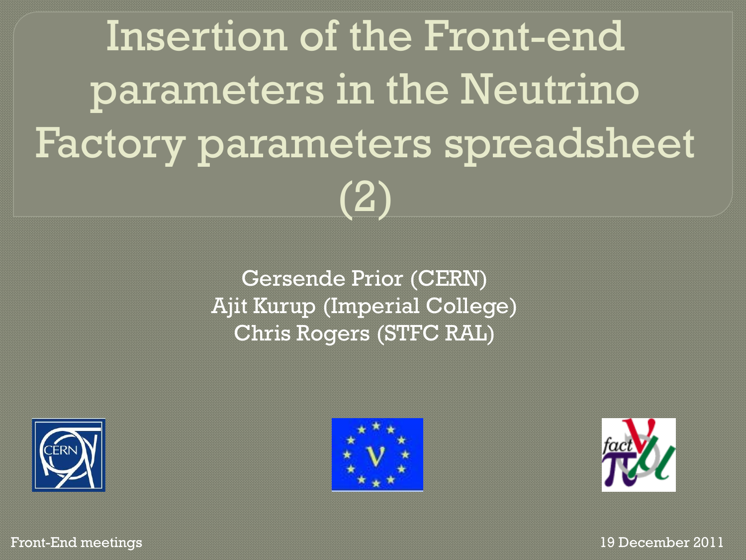# Insertion of the Front-end parameters in the Neutrino Factory parameters spreadsheet (2)

Gersende Prior (CERN)
Ajit Kurup (Imperial College)
Chris Rogers (STFC RAL)

Front-End meetings

19 December 2011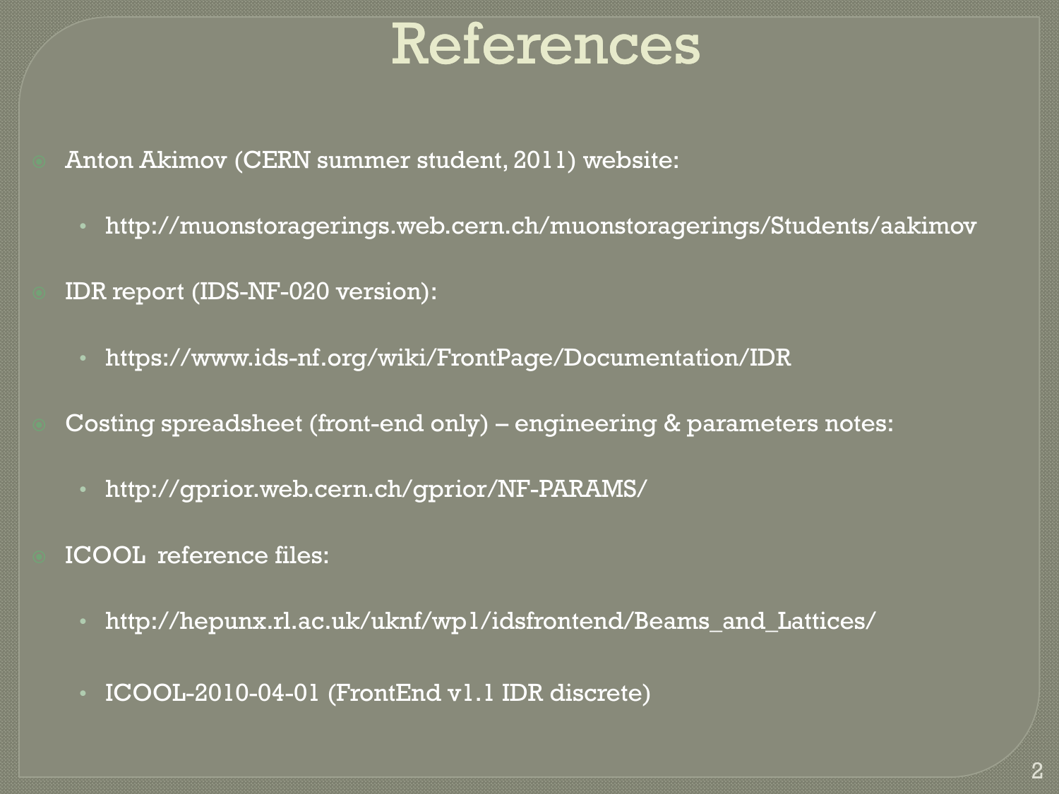# References

- Anton Akimov (CERN summer student, 2011) website:
  - http://muonstoragerings.web.cern.ch/muonstoragerings/Students/aakimov
- IDR report (IDS-NF-020 version):
  - https://www.ids-nf.org/wiki/FrontPage/Documentation/IDR
- Costing spreadsheet (front-end only) – engineering & parameters notes:
  - http://gprior.web.cern.ch/gprior/NF-PARAMS/
- ICOOL reference files:
  - http://hepunx.rl.ac.uk/uknf/wp1/idsfrontend/Beams_and_Lattices/
  - ICOOL-2010-04-01 (FrontEnd v1.1 IDR discrete)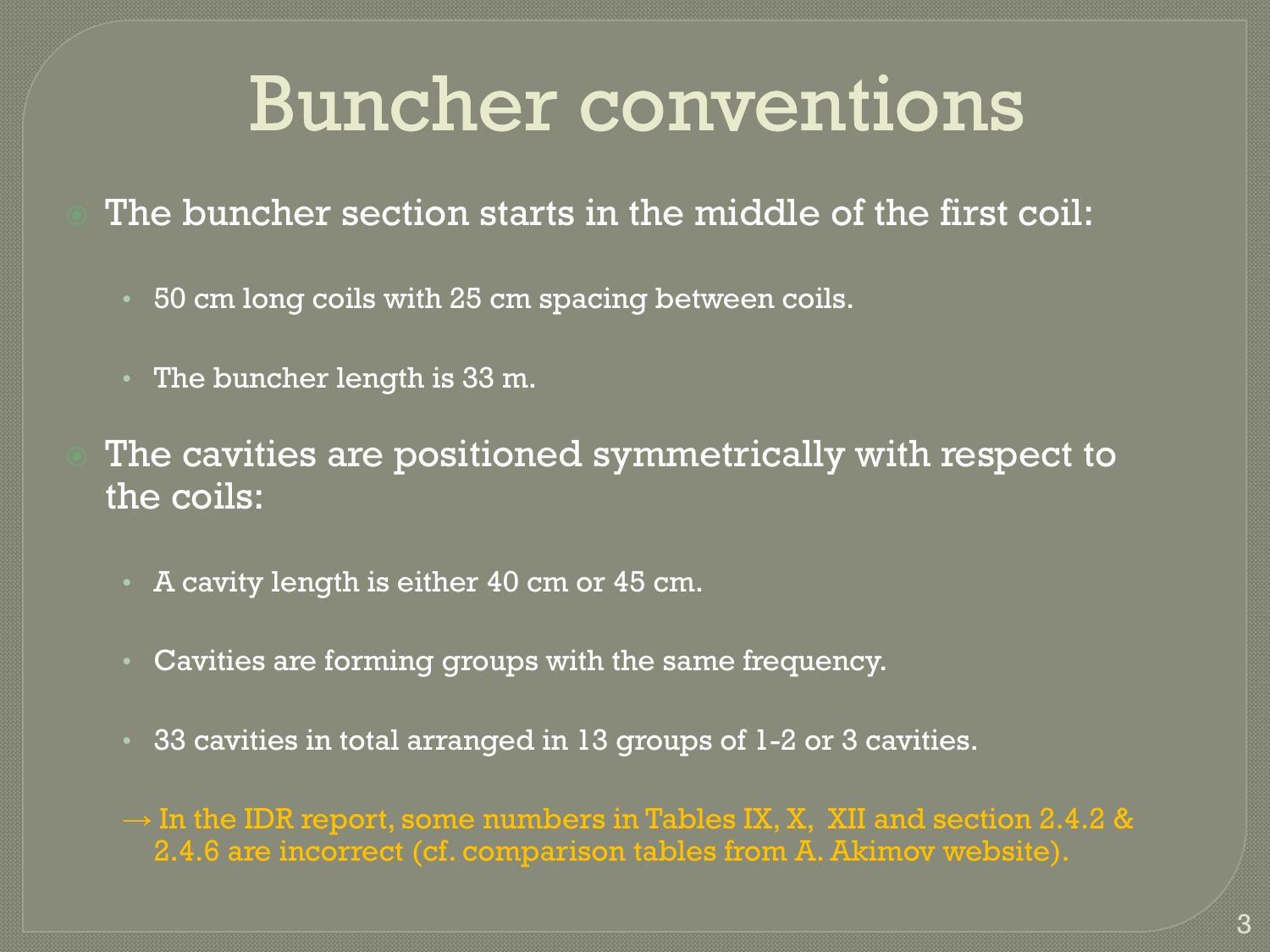# Buncher conventions

- The buncher section starts in the middle of the first coil:
  - 50 cm long coils with 25 cm spacing between coils.
  - The buncher length is 33 m.
- The cavities are positioned symmetrically with respect to the coils:
  - A cavity length is either 40 cm or 45 cm.
  - Cavities are forming groups with the same frequency.
  - 33 cavities in total arranged in 13 groups of 1-2 or 3 cavities.

→ In the IDR report, some numbers in Tables IX, X, XII and section 2.4.2 & 2.4.6 are incorrect (cf. comparison tables from A. Akimov website).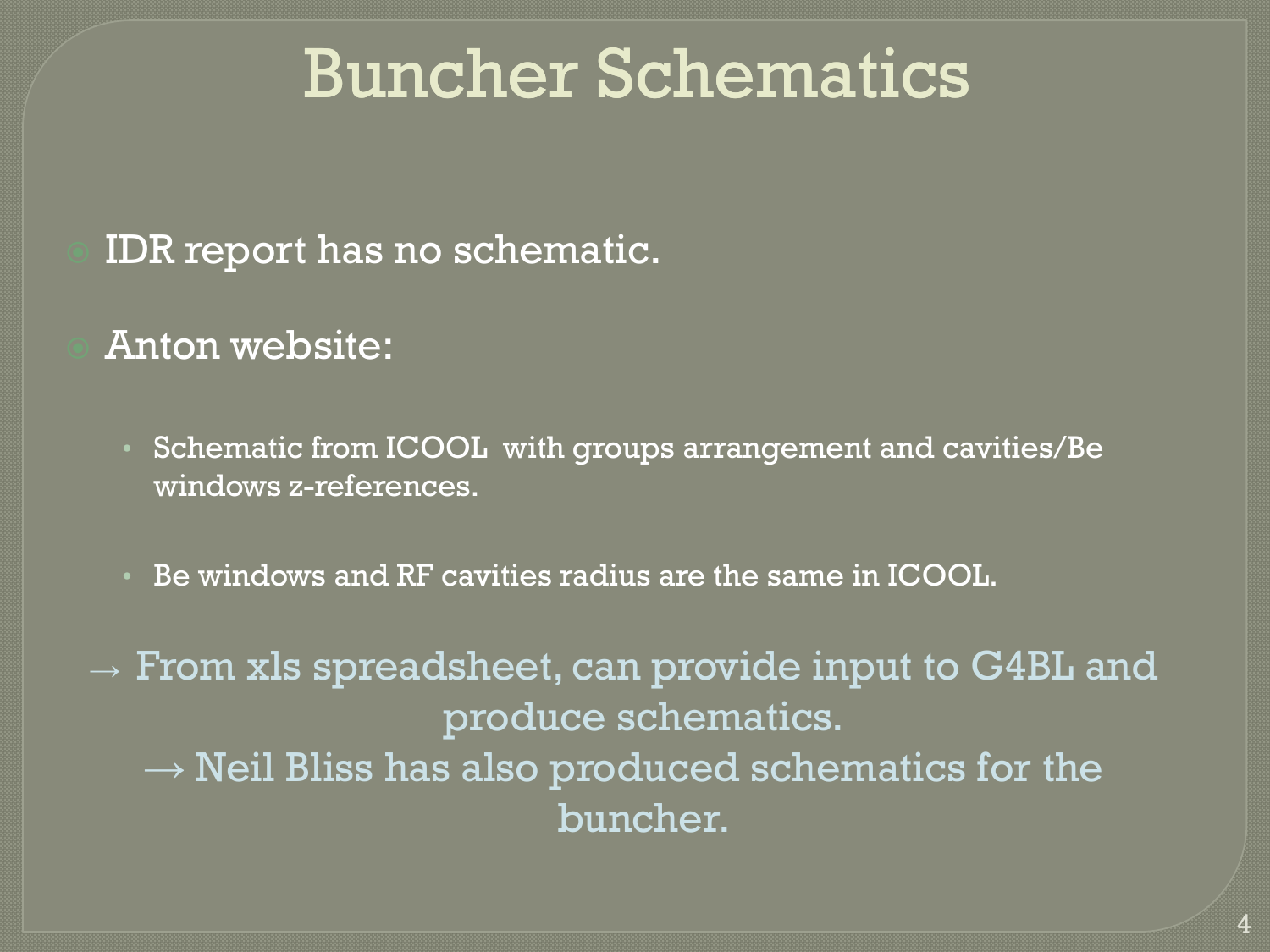# Buncher Schematics

- IDR report has no schematic.
- Anton website:
  - Schematic from ICOOL with groups arrangement and cavities/Be windows z-references.
  - Be windows and RF cavities radius are the same in ICOOL.

→ From xls spreadsheet, can provide input to G4BL and produce schematics.

→ Neil Bliss has also produced schematics for the buncher.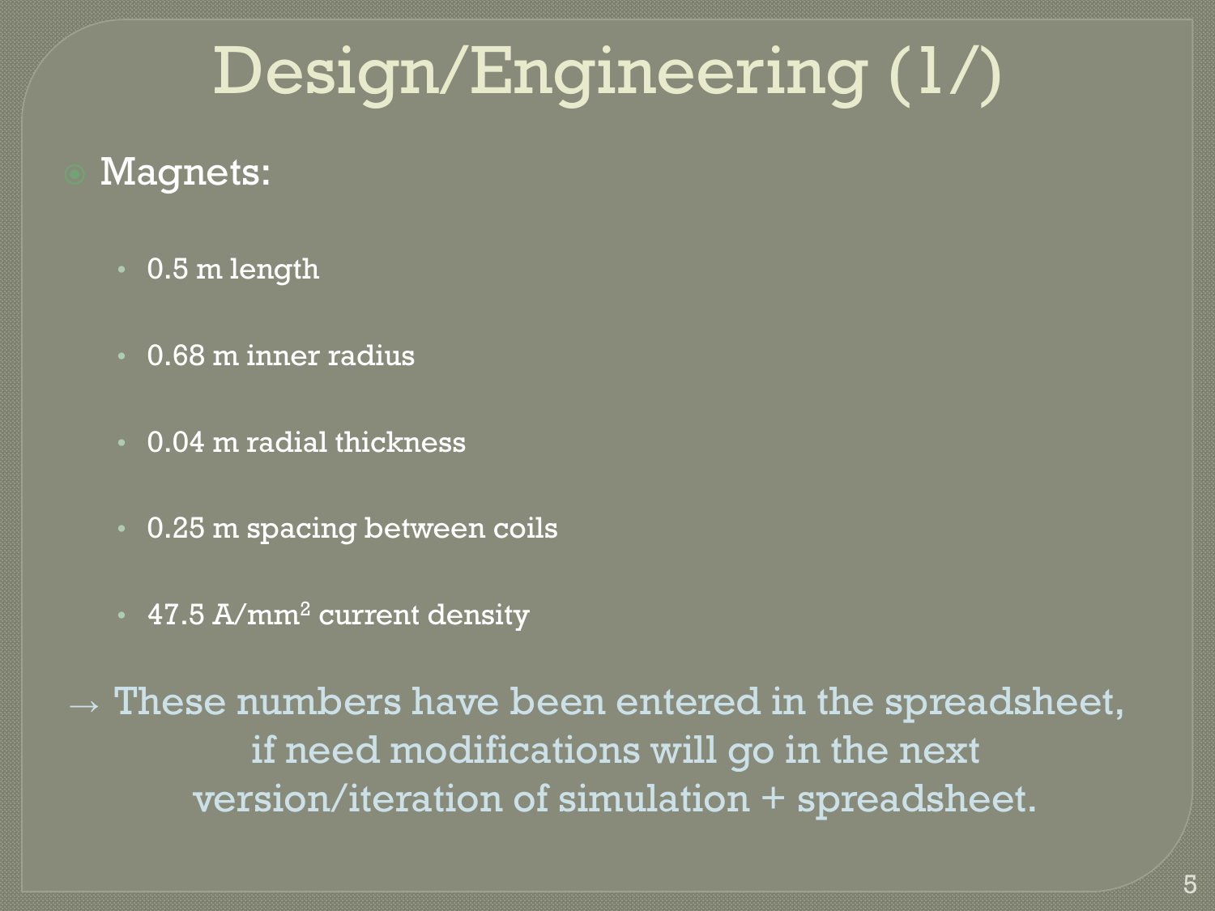# Design/Engineering (1/)

- Magnets:
  - 0.5 m length
  - 0.68 m inner radius
  - 0.04 m radial thickness
  - 0.25 m spacing between coils
  - 47.5 A/mm$^2$ current density

→ These numbers have been entered in the spreadsheet, if need modifications will go in the next version/iteration of simulation + spreadsheet.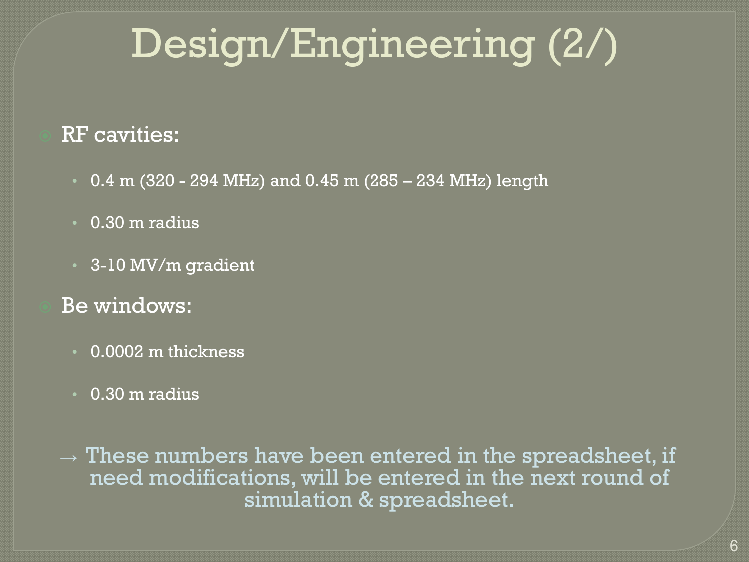# Design/Engineering (2/)

- RF cavities:
  - 0.4 m (320 - 294 MHz) and 0.45 m (285 – 234 MHz) length
  - 0.30 m radius
  - 3-10 MV/m gradient
- Be windows:
  - 0.0002 m thickness
  - 0.30 m radius

→ These numbers have been entered in the spreadsheet, if need modifications, will be entered in the next round of simulation & spreadsheet.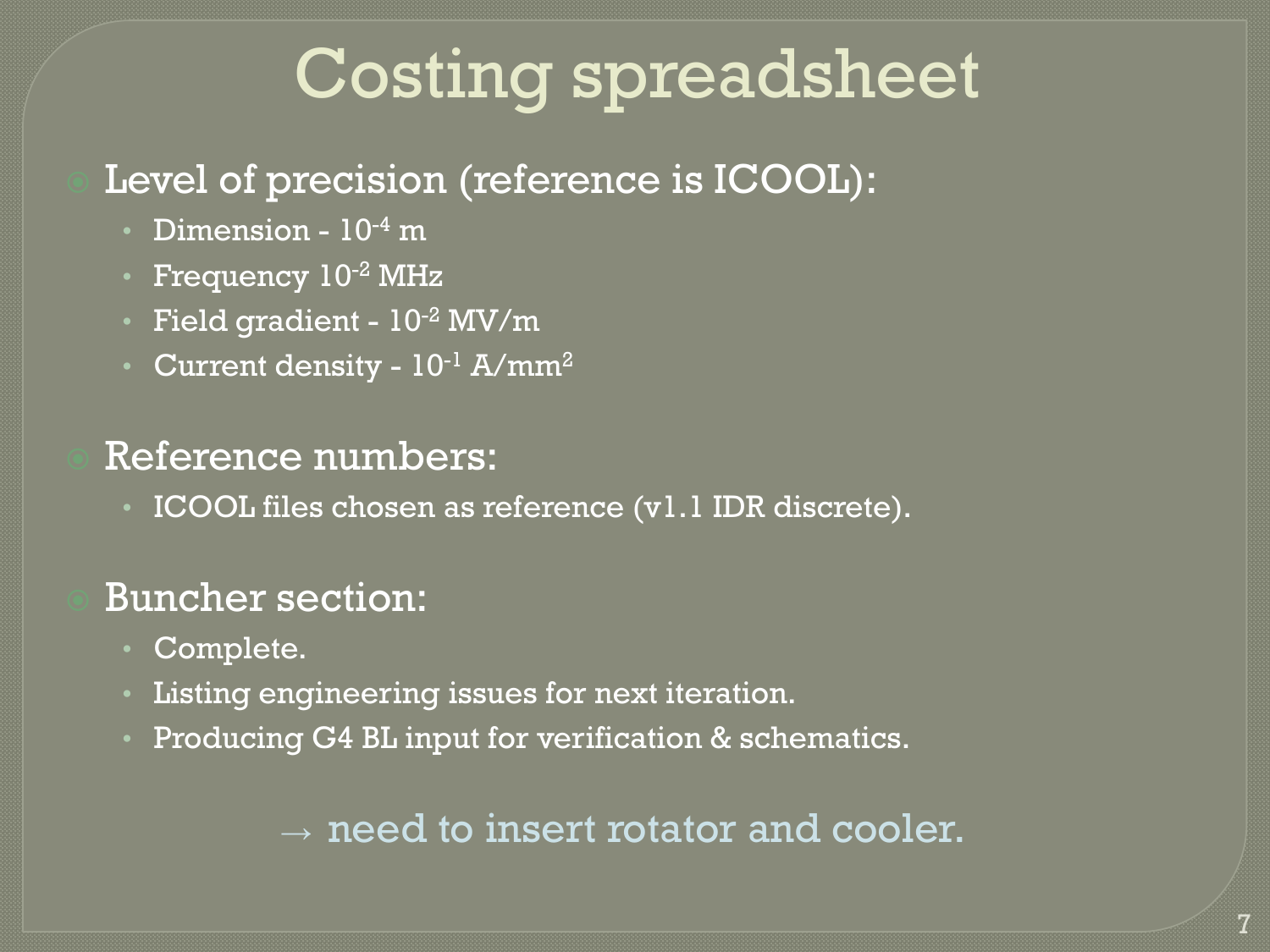# Costing spreadsheet

- Level of precision (reference is ICOOL):
  - Dimension - $10^{-4}$ m
  - Frequency $10^{-2}$ MHz
  - Field gradient - $10^{-2}$ MV/m
  - Current density - $10^{-1}$ A/mm$^2$
- Reference numbers:
  - ICOOL files chosen as reference (v1.1 IDR discrete).
- Buncher section:
  - Complete.
  - Listing engineering issues for next iteration.
  - Producing G4 BL input for verification & schematics.

→ need to insert rotator and cooler.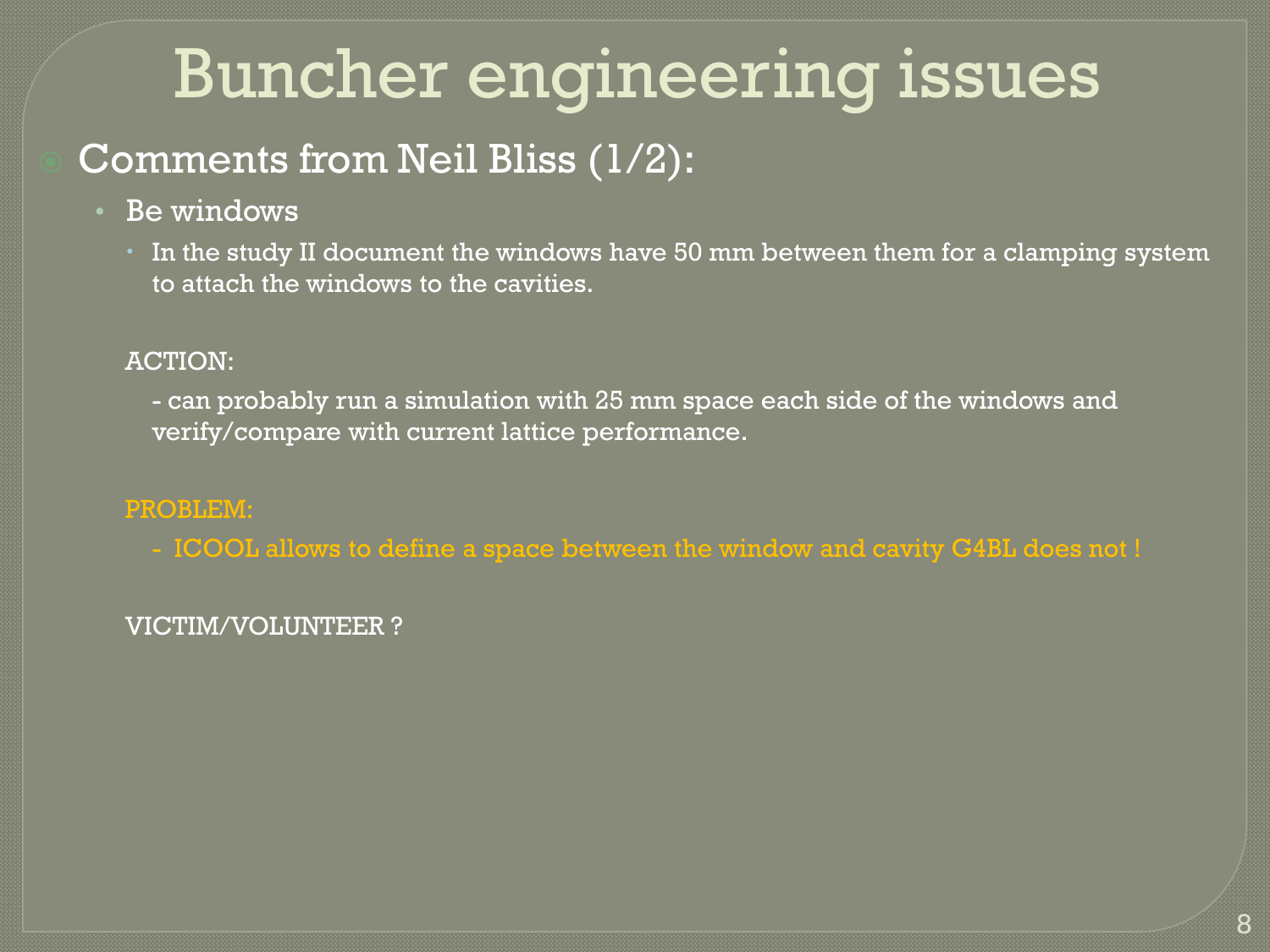# Buncher engineering issues

- Comments from Neil Bliss (1/2):
  - Be windows
    - In the study II document the windows have 50 mm between them for a clamping system to attach the windows to the cavities.

  ACTION:

  - can probably run a simulation with 25 mm space each side of the windows and verify/compare with current lattice performance.

  PROBLEM:

  - ICOOL allows to define a space between the window and cavity G4BL does not !

  VICTIM/VOLUNTEER ?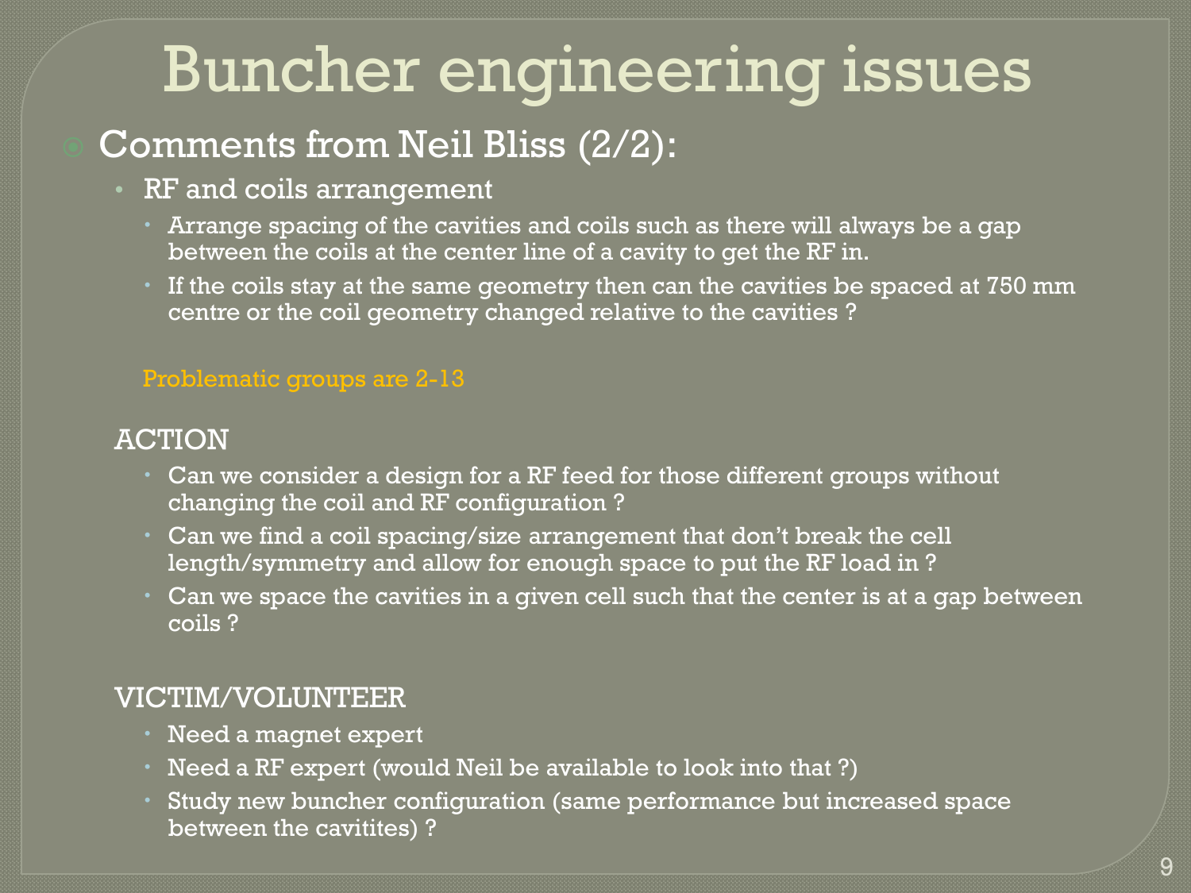# Buncher engineering issues

- Comments from Neil Bliss (2/2):
  - RF and coils arrangement
    - Arrange spacing of the cavities and coils such as there will always be a gap between the coils at the center line of a cavity to get the RF in.
    - If the coils stay at the same geometry then can the cavities be spaced at 750 mm centre or the coil geometry changed relative to the cavities ?

Problematic groups are 2-13

ACTION

- Can we consider a design for a RF feed for those different groups without changing the coil and RF configuration ?
- Can we find a coil spacing/size arrangement that don't break the cell length/symmetry and allow for enough space to put the RF load in ?
- Can we space the cavities in a given cell such that the center is at a gap between coils ?

VICTIM/VOLUNTEER

- Need a magnet expert
- Need a RF expert (would Neil be available to look into that ?)
- Study new buncher configuration (same performance but increased space between the cavitites) ?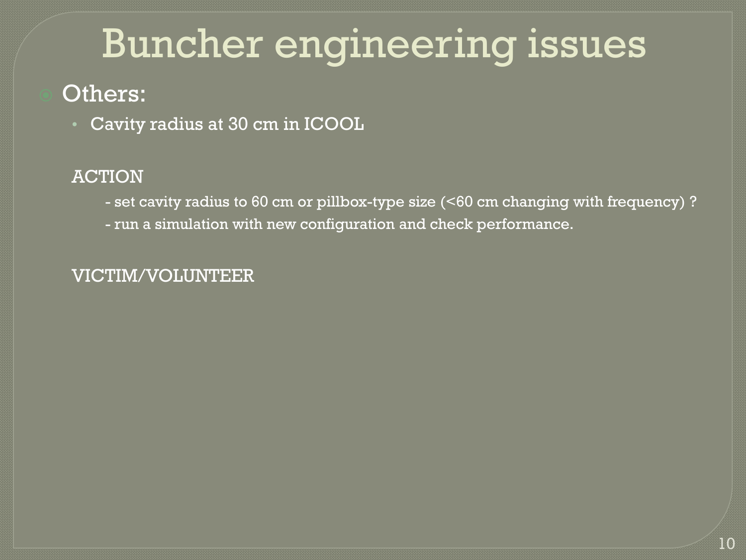# Buncher engineering issues

- Others:
  - Cavity radius at 30 cm in ICOOL

ACTION

- set cavity radius to 60 cm or pillbox-type size (<60 cm changing with frequency) ?
- run a simulation with new configuration and check performance.

VICTIM/VOLUNTEER